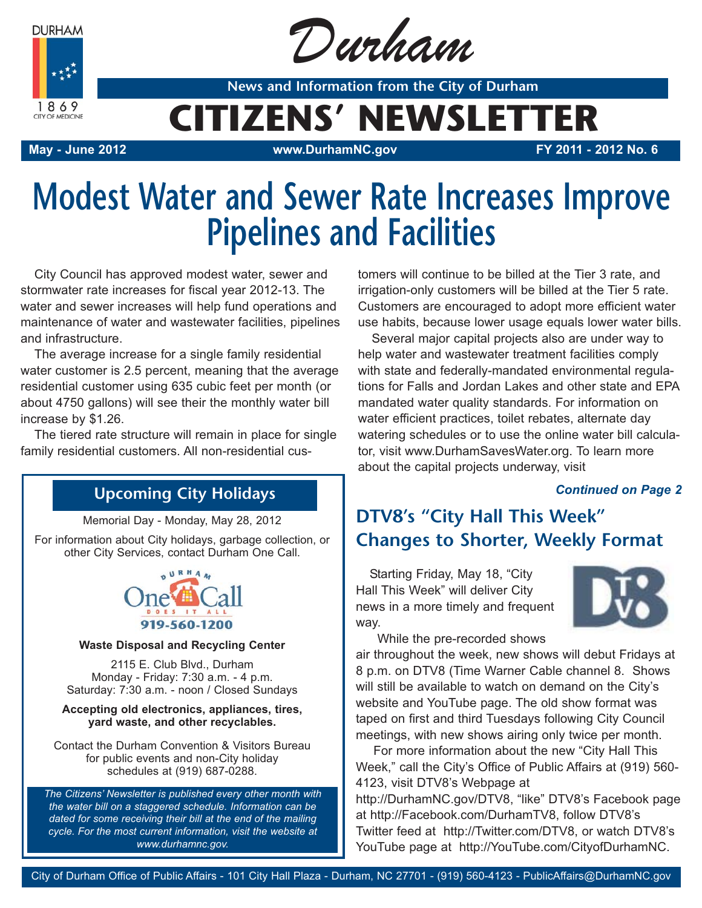# Durham

**News and Information from the City of Durham**

# CITIZENS' NEWSLETTER

**May - June 2012** | **www.DurhamNC.gov** | **FY 2011 - 2012 No. 6**

# Modest Water and Sewer Rate Increases Improve Pipelines and Facilities

City Council has approved modest water, sewer and stormwater rate increases for fiscal year 2012-13. The water and sewer increases will help fund operations and maintenance of water and wastewater facilities, pipelines and infrastructure.

The average increase for a single family residential water customer is 2.5 percent, meaning that the average residential customer using 635 cubic feet per month (or about 4750 gallons) will see their the monthly water bill increase by $1.26.

The tiered rate structure will remain in place for single family residential customers. All non-residential customers will continue to be billed at the Tier 3 rate, and irrigation-only customers will be billed at the Tier 5 rate. Customers are encouraged to adopt more efficient water use habits, because lower usage equals lower water bills.

Several major capital projects also are under way to help water and wastewater treatment facilities comply with state and federally-mandated environmental regulations for Falls and Jordan Lakes and other state and EPA mandated water quality standards. For information on water efficient practices, toilet rebates, alternate day watering schedules or to use the online water bill calculator, visit www.DurhamSavesWater.org. To learn more about the capital projects underway, visit

***Continued on Page 2***

## Upcoming City Holidays

Memorial Day - Monday, May 28, 2012

For information about City holidays, garbage collection, or other City Services, contact Durham One Call.

Durham One Call — Does It All — 919-560-1200

**Waste Disposal and Recycling Center**

2115 E. Club Blvd., Durham
Monday - Friday: 7:30 a.m. - 4 p.m.
Saturday: 7:30 a.m. - noon / Closed Sundays

**Accepting old electronics, appliances, tires, yard waste, and other recyclables.**

Contact the Durham Convention & Visitors Bureau for public events and non-City holiday schedules at (919) 687-0288.

*The Citizens' Newsletter is published every other month with the water bill on a staggered schedule. Information can be dated for some receiving their bill at the end of the mailing cycle. For the most current information, visit the website at www.durhamnc.gov.*

## DTV8's "City Hall This Week" Changes to Shorter, Weekly Format

Starting Friday, May 18, "City Hall This Week" will deliver City news in a more timely and frequent way.

While the pre-recorded shows air throughout the week, new shows will debut Fridays at 8 p.m. on DTV8 (Time Warner Cable channel 8. Shows will still be available to watch on demand on the City's website and YouTube page. The old show format was taped on first and third Tuesdays following City Council meetings, with new shows airing only twice per month.

For more information about the new "City Hall This Week," call the City's Office of Public Affairs at (919) 560-4123, visit DTV8's Webpage at http://DurhamNC.gov/DTV8, "like" DTV8's Facebook page at http://Facebook.com/DurhamTV8, follow DTV8's Twitter feed at http://Twitter.com/DTV8, or watch DTV8's YouTube page at http://YouTube.com/CityofDurhamNC.

City of Durham Office of Public Affairs - 101 City Hall Plaza - Durham, NC 27701 - (919) 560-4123 - PublicAffairs@DurhamNC.gov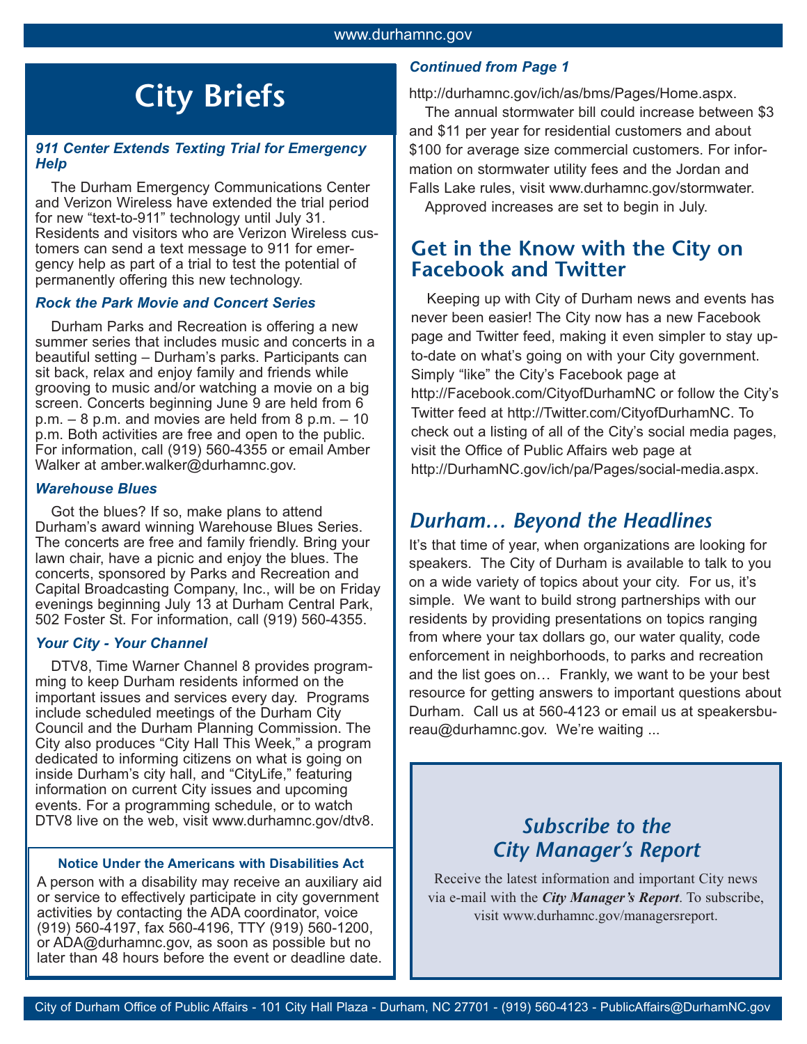# City Briefs

### *911 Center Extends Texting Trial for Emergency Help*

The Durham Emergency Communications Center and Verizon Wireless have extended the trial period for new "text-to-911" technology until July 31. Residents and visitors who are Verizon Wireless customers can send a text message to 911 for emergency help as part of a trial to test the potential of permanently offering this new technology.

### *Rock the Park Movie and Concert Series*

Durham Parks and Recreation is offering a new summer series that includes music and concerts in a beautiful setting – Durham's parks. Participants can sit back, relax and enjoy family and friends while grooving to music and/or watching a movie on a big screen. Concerts beginning June 9 are held from 6 p.m. – 8 p.m. and movies are held from 8 p.m. – 10 p.m. Both activities are free and open to the public. For information, call (919) 560-4355 or email Amber Walker at amber.walker@durhamnc.gov.

### *Warehouse Blues*

Got the blues? If so, make plans to attend Durham's award winning Warehouse Blues Series. The concerts are free and family friendly. Bring your lawn chair, have a picnic and enjoy the blues. The concerts, sponsored by Parks and Recreation and Capital Broadcasting Company, Inc., will be on Friday evenings beginning July 13 at Durham Central Park, 502 Foster St. For information, call (919) 560-4355.

### *Your City - Your Channel*

DTV8, Time Warner Channel 8 provides programming to keep Durham residents informed on the important issues and services every day. Programs include scheduled meetings of the Durham City Council and the Durham Planning Commission. The City also produces "City Hall This Week," a program dedicated to informing citizens on what is going on inside Durham's city hall, and "CityLife," featuring information on current City issues and upcoming events. For a programming schedule, or to watch DTV8 live on the web, visit www.durhamnc.gov/dtv8.

**Notice Under the Americans with Disabilities Act**

A person with a disability may receive an auxiliary aid or service to effectively participate in city government activities by contacting the ADA coordinator, voice (919) 560-4197, fax 560-4196, TTY (919) 560-1200, or ADA@durhamnc.gov, as soon as possible but no later than 48 hours before the event or deadline date.

*Continued from Page 1*

http://durhamnc.gov/ich/as/bms/Pages/Home.aspx.

The annual stormwater bill could increase between $3 and $11 per year for residential customers and about $100 for average size commercial customers. For information on stormwater utility fees and the Jordan and Falls Lake rules, visit www.durhamnc.gov/stormwater.

Approved increases are set to begin in July.

## Get in the Know with the City on Facebook and Twitter

Keeping up with City of Durham news and events has never been easier! The City now has a new Facebook page and Twitter feed, making it even simpler to stay up-to-date on what's going on with your City government. Simply "like" the City's Facebook page at http://Facebook.com/CityofDurhamNC or follow the City's Twitter feed at http://Twitter.com/CityofDurhamNC. To check out a listing of all of the City's social media pages, visit the Office of Public Affairs web page at http://DurhamNC.gov/ich/pa/Pages/social-media.aspx.

## *Durham… Beyond the Headlines*

It's that time of year, when organizations are looking for speakers. The City of Durham is available to talk to you on a wide variety of topics about your city. For us, it's simple. We want to build strong partnerships with our residents by providing presentations on topics ranging from where your tax dollars go, our water quality, code enforcement in neighborhoods, to parks and recreation and the list goes on… Frankly, we want to be your best resource for getting answers to important questions about Durham. Call us at 560-4123 or email us at speakersbureau@durhamnc.gov. We're waiting ...

## *Subscribe to the City Manager's Report*

Receive the latest information and important City news via e-mail with the ***City Manager's Report***. To subscribe, visit www.durhamnc.gov/managersreport.

City of Durham Office of Public Affairs - 101 City Hall Plaza - Durham, NC 27701 - (919) 560-4123 - PublicAffairs@DurhamNC.gov